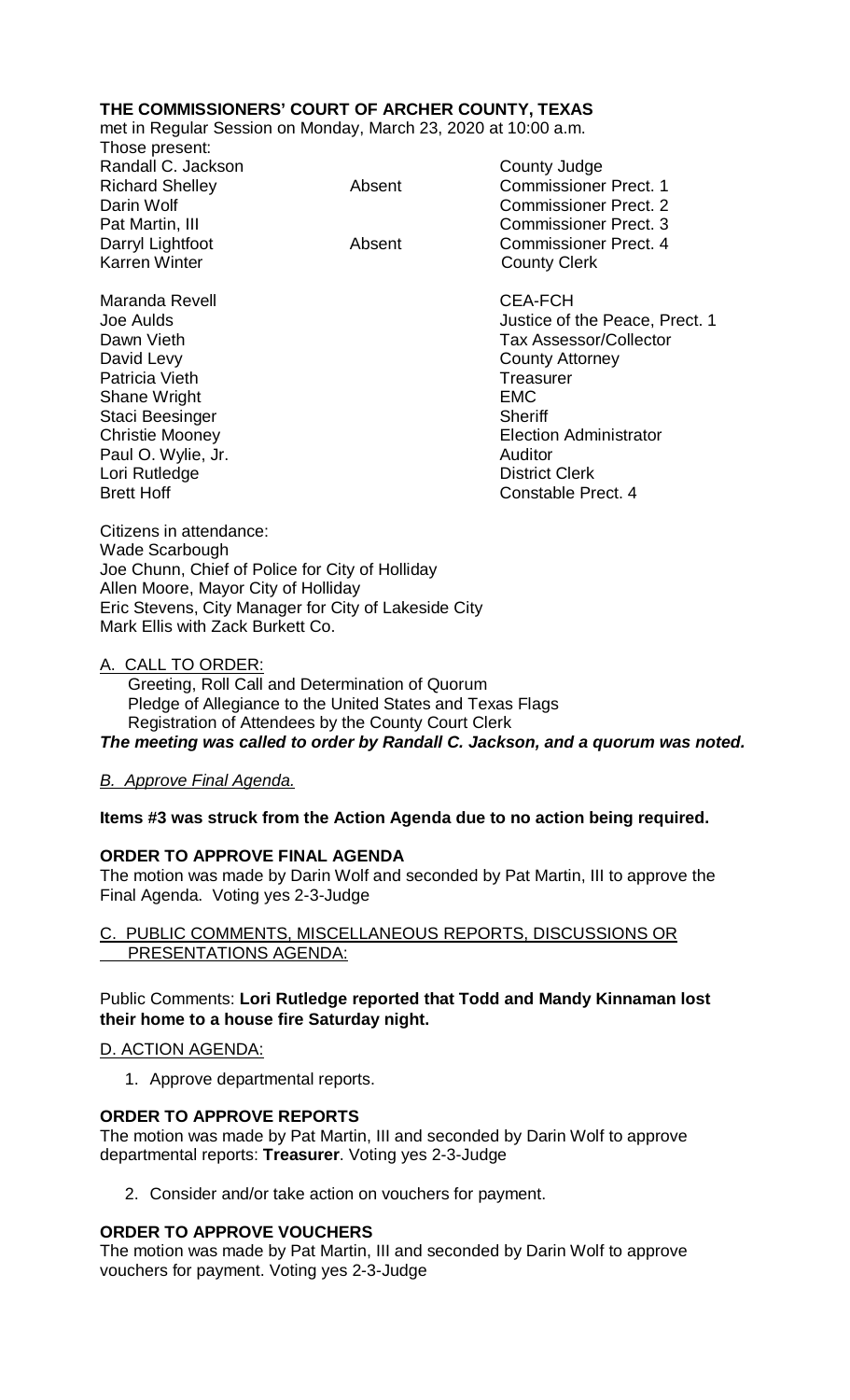**THE COMMISSIONERS' COURT OF ARCHER COUNTY, TEXAS**
met in Regular Session on Monday, March 23, 2020 at 10:00 a.m.

Those present:

| | | |
|---|---|---|
| Randall C. Jackson | | County Judge |
| Richard Shelley | Absent | Commissioner Prect. 1 |
| Darin Wolf | | Commissioner Prect. 2 |
| Pat Martin, III | | Commissioner Prect. 3 |
| Darryl Lightfoot | Absent | Commissioner Prect. 4 |
| Karren Winter | | County Clerk |
| | | |
| Maranda Revell | | CEA-FCH |
| Joe Aulds | | Justice of the Peace, Prect. 1 |
| Dawn Vieth | | Tax Assessor/Collector |
| David Levy | | County Attorney |
| Patricia Vieth | | Treasurer |
| Shane Wright | | EMC |
| Staci Beesinger | | Sheriff |
| Christie Mooney | | Election Administrator |
| Paul O. Wylie, Jr. | | Auditor |
| Lori Rutledge | | District Clerk |
| Brett Hoff | | Constable Prect. 4 |

Citizens in attendance:
Wade Scarbough
Joe Chunn, Chief of Police for City of Holliday
Allen Moore, Mayor City of Holliday
Eric Stevens, City Manager for City of Lakeside City
Mark Ellis with Zack Burkett Co.

A. CALL TO ORDER:
Greeting, Roll Call and Determination of Quorum
Pledge of Allegiance to the United States and Texas Flags
Registration of Attendees by the County Court Clerk
***The meeting was called to order by Randall C. Jackson, and a quorum was noted.***

*B. Approve Final Agenda.*

**Items #3 was struck from the Action Agenda due to no action being required.**

**ORDER TO APPROVE FINAL AGENDA**
The motion was made by Darin Wolf and seconded by Pat Martin, III to approve the Final Agenda. Voting yes 2-3-Judge

C. PUBLIC COMMENTS, MISCELLANEOUS REPORTS, DISCUSSIONS OR PRESENTATIONS AGENDA:

Public Comments: **Lori Rutledge reported that Todd and Mandy Kinnaman lost their home to a house fire Saturday night.**

D. ACTION AGENDA:

1. Approve departmental reports.

**ORDER TO APPROVE REPORTS**
The motion was made by Pat Martin, III and seconded by Darin Wolf to approve departmental reports: **Treasurer**. Voting yes 2-3-Judge

2. Consider and/or take action on vouchers for payment.

**ORDER TO APPROVE VOUCHERS**
The motion was made by Pat Martin, III and seconded by Darin Wolf to approve vouchers for payment. Voting yes 2-3-Judge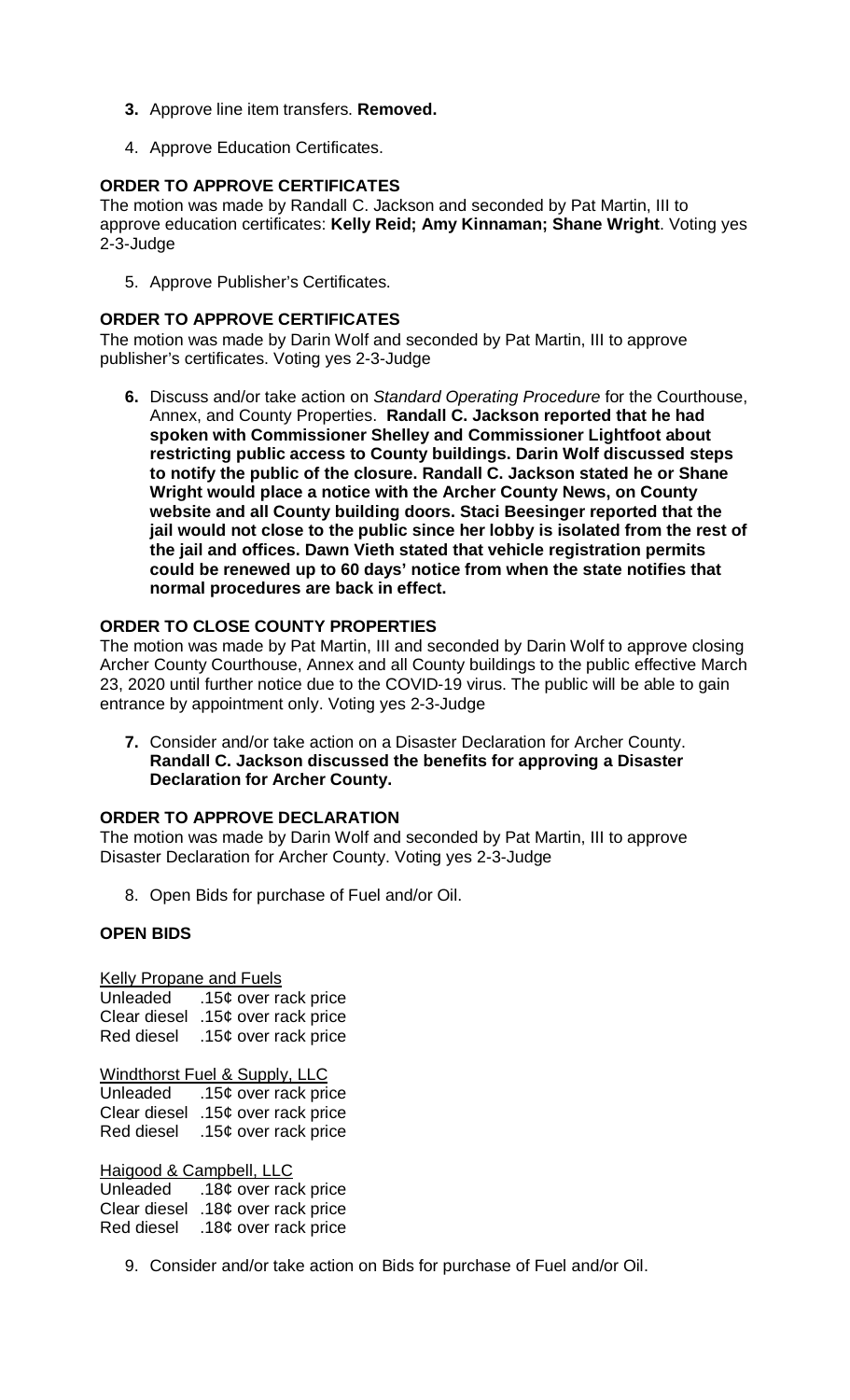3. Approve line item transfers. **Removed.**

4. Approve Education Certificates.

**ORDER TO APPROVE CERTIFICATES**

The motion was made by Randall C. Jackson and seconded by Pat Martin, III to approve education certificates: **Kelly Reid; Amy Kinnaman; Shane Wright**. Voting yes 2-3-Judge

5. Approve Publisher's Certificates.

**ORDER TO APPROVE CERTIFICATES**

The motion was made by Darin Wolf and seconded by Pat Martin, III to approve publisher's certificates. Voting yes 2-3-Judge

6. Discuss and/or take action on *Standard Operating Procedure* for the Courthouse, Annex, and County Properties. **Randall C. Jackson reported that he had spoken with Commissioner Shelley and Commissioner Lightfoot about restricting public access to County buildings. Darin Wolf discussed steps to notify the public of the closure. Randall C. Jackson stated he or Shane Wright would place a notice with the Archer County News, on County website and all County building doors. Staci Beesinger reported that the jail would not close to the public since her lobby is isolated from the rest of the jail and offices. Dawn Vieth stated that vehicle registration permits could be renewed up to 60 days' notice from when the state notifies that normal procedures are back in effect.**

**ORDER TO CLOSE COUNTY PROPERTIES**

The motion was made by Pat Martin, III and seconded by Darin Wolf to approve closing Archer County Courthouse, Annex and all County buildings to the public effective March 23, 2020 until further notice due to the COVID-19 virus. The public will be able to gain entrance by appointment only. Voting yes 2-3-Judge

7. Consider and/or take action on a Disaster Declaration for Archer County. **Randall C. Jackson discussed the benefits for approving a Disaster Declaration for Archer County.**

**ORDER TO APPROVE DECLARATION**

The motion was made by Darin Wolf and seconded by Pat Martin, III to approve Disaster Declaration for Archer County. Voting yes 2-3-Judge

8. Open Bids for purchase of Fuel and/or Oil.

**OPEN BIDS**

Kelly Propane and Fuels
Unleaded .15¢ over rack price
Clear diesel .15¢ over rack price
Red diesel .15¢ over rack price

Windthorst Fuel & Supply, LLC
Unleaded .15¢ over rack price
Clear diesel .15¢ over rack price
Red diesel .15¢ over rack price

Haigood & Campbell, LLC
Unleaded .18¢ over rack price
Clear diesel .18¢ over rack price
Red diesel .18¢ over rack price

9. Consider and/or take action on Bids for purchase of Fuel and/or Oil.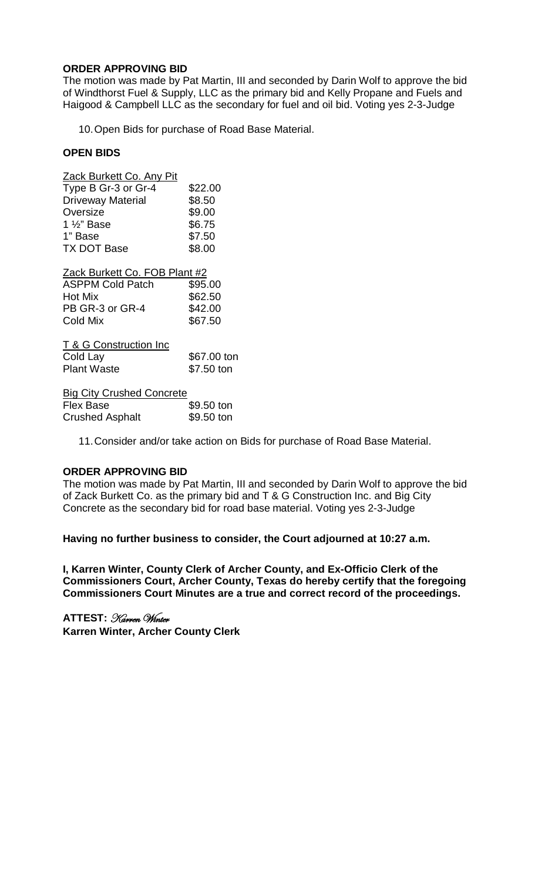**ORDER APPROVING BID**

The motion was made by Pat Martin, III and seconded by Darin Wolf to approve the bid of Windthorst Fuel & Supply, LLC as the primary bid and Kelly Propane and Fuels and Haigood & Campbell LLC as the secondary for fuel and oil bid. Voting yes 2-3-Judge

10. Open Bids for purchase of Road Base Material.

**OPEN BIDS**

Zack Burkett Co. Any Pit

| | |
|---|---|
| Type B Gr-3 or Gr-4 | \$22.00 |
| Driveway Material | \$8.50 |
| Oversize | \$9.00 |
| 1 ½" Base | \$6.75 |
| 1" Base | \$7.50 |
| TX DOT Base | \$8.00 |

Zack Burkett Co. FOB Plant #2

| | |
|---|---|
| ASPPM Cold Patch | \$95.00 |
| Hot Mix | \$62.50 |
| PB GR-3 or GR-4 | \$42.00 |
| Cold Mix | \$67.50 |

T & G Construction Inc

| | |
|---|---|
| Cold Lay | \$67.00 ton |
| Plant Waste | \$7.50 ton |

Big City Crushed Concrete

| | |
|---|---|
| Flex Base | \$9.50 ton |
| Crushed Asphalt | \$9.50 ton |

11. Consider and/or take action on Bids for purchase of Road Base Material.

**ORDER APPROVING BID**

The motion was made by Pat Martin, III and seconded by Darin Wolf to approve the bid of Zack Burkett Co. as the primary bid and T & G Construction Inc. and Big City Concrete as the secondary bid for road base material. Voting yes 2-3-Judge

**Having no further business to consider, the Court adjourned at 10:27 a.m.**

**I, Karren Winter, County Clerk of Archer County, and Ex-Officio Clerk of the Commissioners Court, Archer County, Texas do hereby certify that the foregoing Commissioners Court Minutes are a true and correct record of the proceedings.**

**ATTEST:** *Karren Winter*
**Karren Winter, Archer County Clerk**